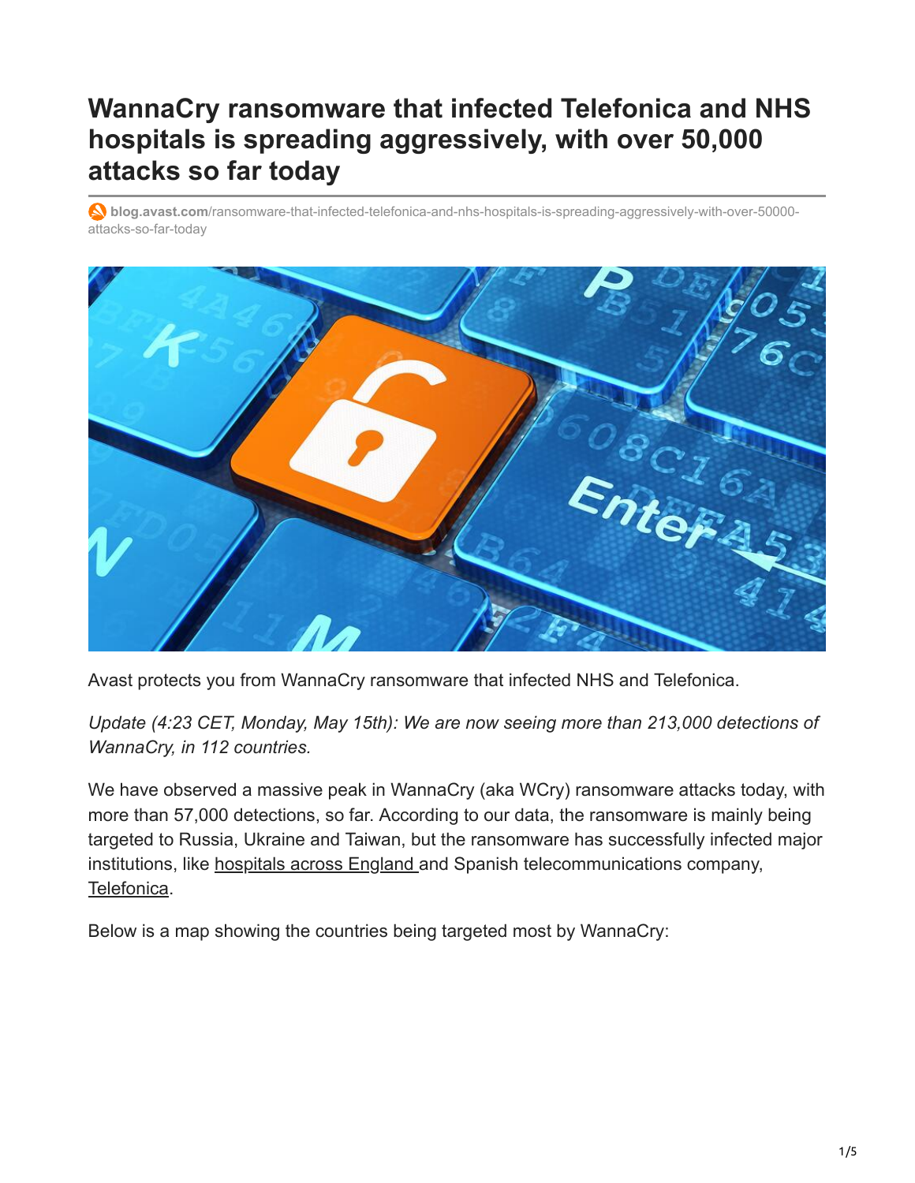# WannaCry ransomware that infected Telefonica and NHS hospitals is spreading aggressively, with over 50,000 attacks so far today

blog.avast.com/ransomware-that-infected-telefonica-and-nhs-hospitals-is-spreading-aggressively-with-over-50000-attacks-so-far-today

Avast protects you from WannaCry ransomware that infected NHS and Telefonica.

*Update (4:23 CET, Monday, May 15th): We are now seeing more than 213,000 detections of WannaCry, in 112 countries.*

We have observed a massive peak in WannaCry (aka WCry) ransomware attacks today, with more than 57,000 detections, so far. According to our data, the ransomware is mainly being targeted to Russia, Ukraine and Taiwan, but the ransomware has successfully infected major institutions, like hospitals across England and Spanish telecommunications company, Telefonica.

Below is a map showing the countries being targeted most by WannaCry: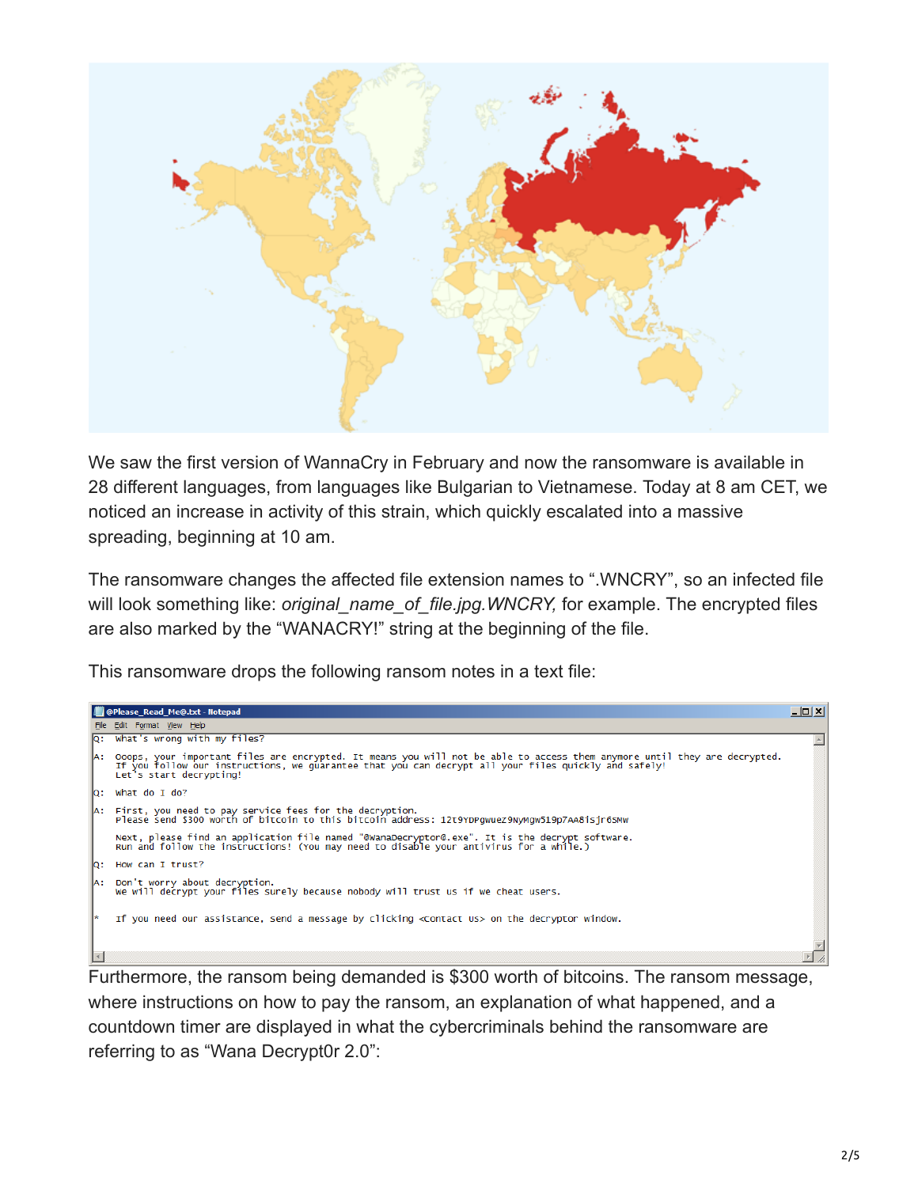We saw the first version of WannaCry in February and now the ransomware is available in 28 different languages, from languages like Bulgarian to Vietnamese. Today at 8 am CET, we noticed an increase in activity of this strain, which quickly escalated into a massive spreading, beginning at 10 am.

The ransomware changes the affected file extension names to ".WNCRY", so an infected file will look something like: *original_name_of_file.jpg.WNCRY,* for example. The encrypted files are also marked by the "WANACRY!" string at the beginning of the file.

This ransomware drops the following ransom notes in a text file:

```
Q:  What's wrong with my files?

A:  Ooops, your important files are encrypted. It means you will not be able to access them anymore until they are decrypted.
    If you follow our instructions, we guarantee that you can decrypt all your files quickly and safely!
    Let's start decrypting!

Q:  What do I do?

A:  First, you need to pay service fees for the decryption.
    Please send $300 worth of bitcoin to this bitcoin address: 12t9YDPgwueZ9NyMgw519p7AA8isjr6SMw

    Next, please find an application file named "@WanaDecryptor@.exe". It is the decrypt software.
    Run and follow the instructions! (You may need to disable your antivirus for a while.)

Q:  How can I trust?

A:  Don't worry about decryption.
    We will decrypt your files surely because nobody will trust us if we cheat users.

*   If you need our assistance, send a message by clicking <Contact Us> on the decryptor window.
```

Furthermore, the ransom being demanded is $300 worth of bitcoins. The ransom message, where instructions on how to pay the ransom, an explanation of what happened, and a countdown timer are displayed in what the cybercriminals behind the ransomware are referring to as "Wana Decrypt0r 2.0":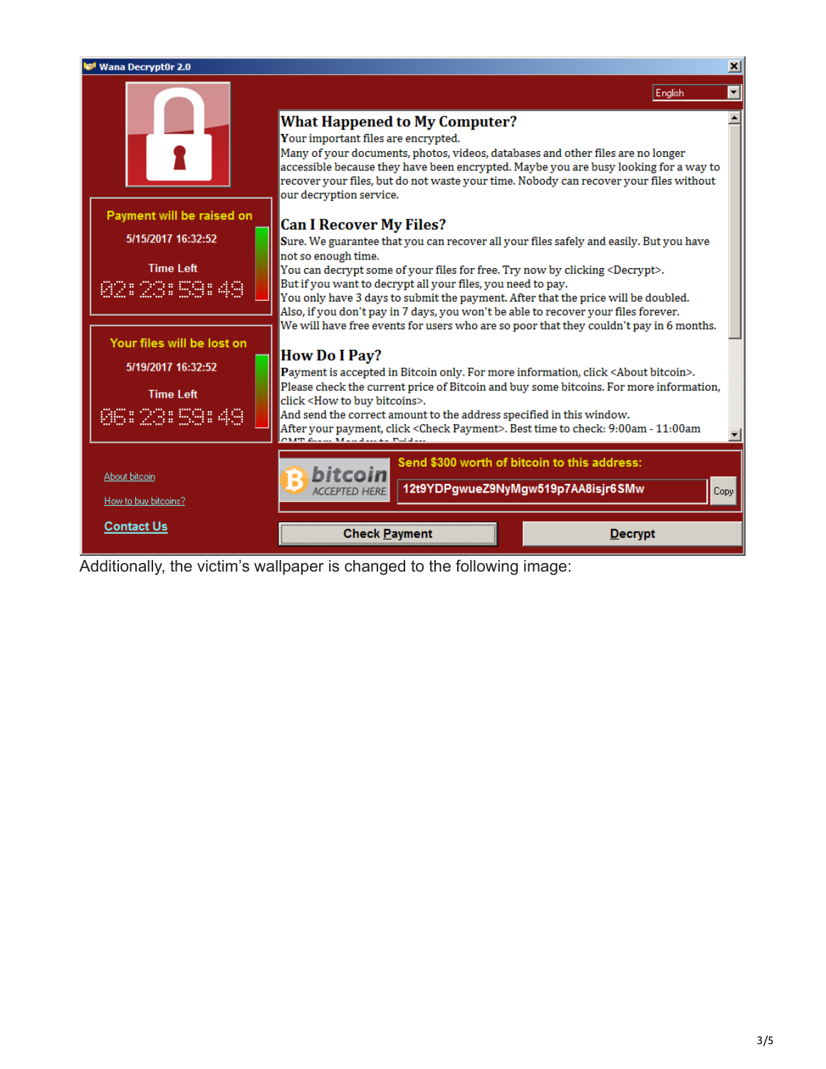Wana Decrypt0r 2.0

English

Payment will be raised on

5/15/2017 16:32:52

Time Left

02:23:59:49

Your files will be lost on

5/19/2017 16:32:52

Time Left

06:23:59:49

**What Happened to My Computer?**

Your important files are encrypted.

Many of your documents, photos, videos, databases and other files are no longer accessible because they have been encrypted. Maybe you are busy looking for a way to recover your files, but do not waste your time. Nobody can recover your files without our decryption service.

**Can I Recover My Files?**

Sure. We guarantee that you can recover all your files safely and easily. But you have not so enough time.

You can decrypt some of your files for free. Try now by clicking <Decrypt>.

But if you want to decrypt all your files, you need to pay.

You only have 3 days to submit the payment. After that the price will be doubled.

Also, if you don't pay in 7 days, you won't be able to recover your files forever.

We will have free events for users who are so poor that they couldn't pay in 6 months.

**How Do I Pay?**

Payment is accepted in Bitcoin only. For more information, click <About bitcoin>.

Please check the current price of Bitcoin and buy some bitcoins. For more information, click <How to buy bitcoins>.

And send the correct amount to the address specified in this window.

After your payment, click <Check Payment>. Best time to check: 9:00am - 11:00am

bitcoin ACCEPTED HERE

Send $300 worth of bitcoin to this address:

12t9YDPgwueZ9NyMgw519p7AA8isjr6SMw

Copy

About bitcoin

How to buy bitcoins?

Contact Us

Check Payment

Decrypt

Additionally, the victim's wallpaper is changed to the following image: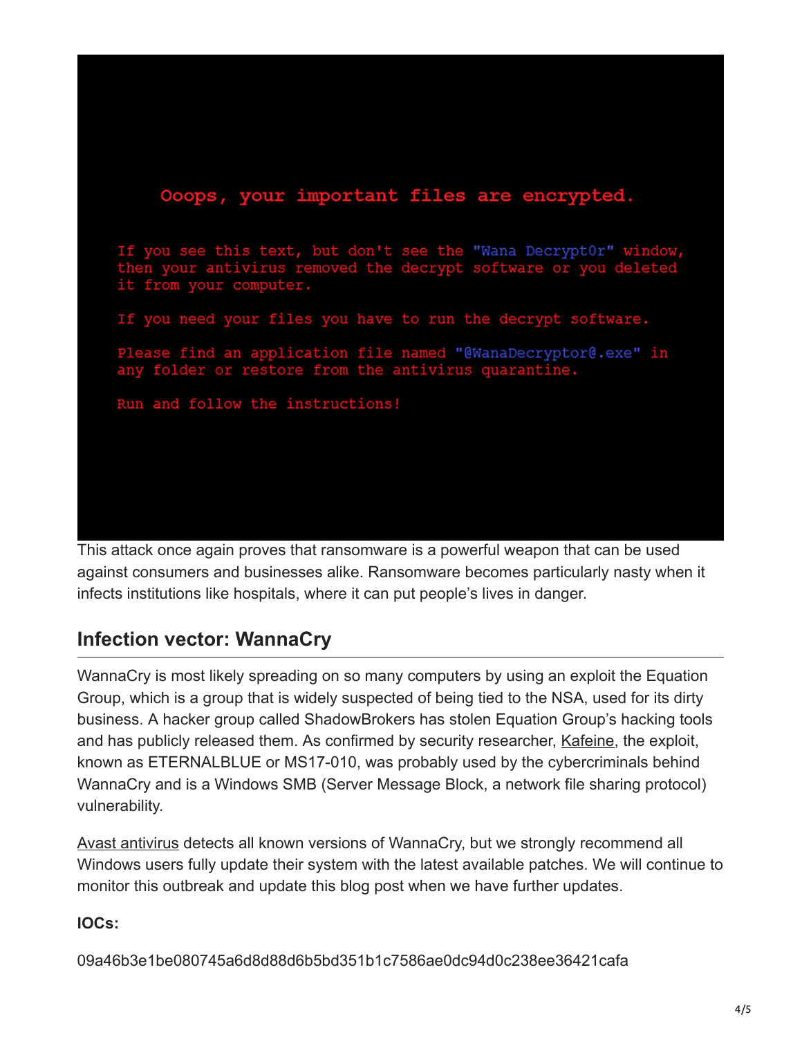Ooops, your important files are encrypted.

If you see this text, but don't see the "Wana Decrypt0r" window, then your antivirus removed the decrypt software or you deleted it from your computer.

If you need your files you have to run the decrypt software.

Please find an application file named "@WanaDecryptor@.exe" in any folder or restore from the antivirus quarantine.

Run and follow the instructions!

This attack once again proves that ransomware is a powerful weapon that can be used against consumers and businesses alike. Ransomware becomes particularly nasty when it infects institutions like hospitals, where it can put people's lives in danger.

## Infection vector: WannaCry

WannaCry is most likely spreading on so many computers by using an exploit the Equation Group, which is a group that is widely suspected of being tied to the NSA, used for its dirty business. A hacker group called ShadowBrokers has stolen Equation Group's hacking tools and has publicly released them. As confirmed by security researcher, Kafeine, the exploit, known as ETERNALBLUE or MS17-010, was probably used by the cybercriminals behind WannaCry and is a Windows SMB (Server Message Block, a network file sharing protocol) vulnerability.

Avast antivirus detects all known versions of WannaCry, but we strongly recommend all Windows users fully update their system with the latest available patches. We will continue to monitor this outbreak and update this blog post when we have further updates.

**IOCs:**

09a46b3e1be080745a6d8d88d6b5bd351b1c7586ae0dc94d0c238ee36421cafa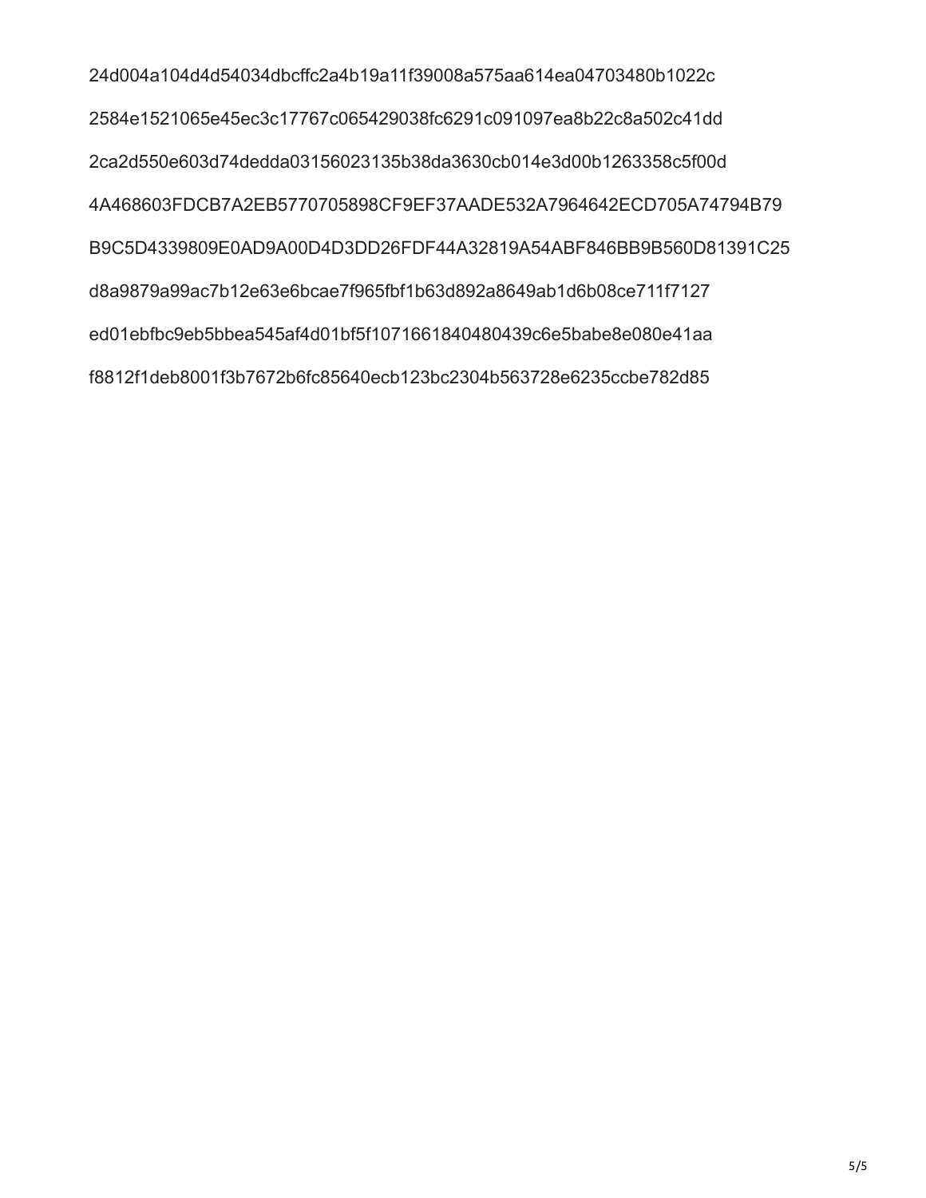24d004a104d4d54034dbcffc2a4b19a11f39008a575aa614ea04703480b1022c

2584e1521065e45ec3c17767c065429038fc6291c091097ea8b22c8a502c41dd

2ca2d550e603d74dedda03156023135b38da3630cb014e3d00b1263358c5f00d

4A468603FDCB7A2EB5770705898CF9EF37AADE532A7964642ECD705A74794B79

B9C5D4339809E0AD9A00D4D3DD26FDF44A32819A54ABF846BB9B560D81391C25

d8a9879a99ac7b12e63e6bcae7f965fbf1b63d892a8649ab1d6b08ce711f7127

ed01ebfbc9eb5bbea545af4d01bf5f1071661840480439c6e5babe8e080e41aa

f8812f1deb8001f3b7672b6fc85640ecb123bc2304b563728e6235ccbe782d85